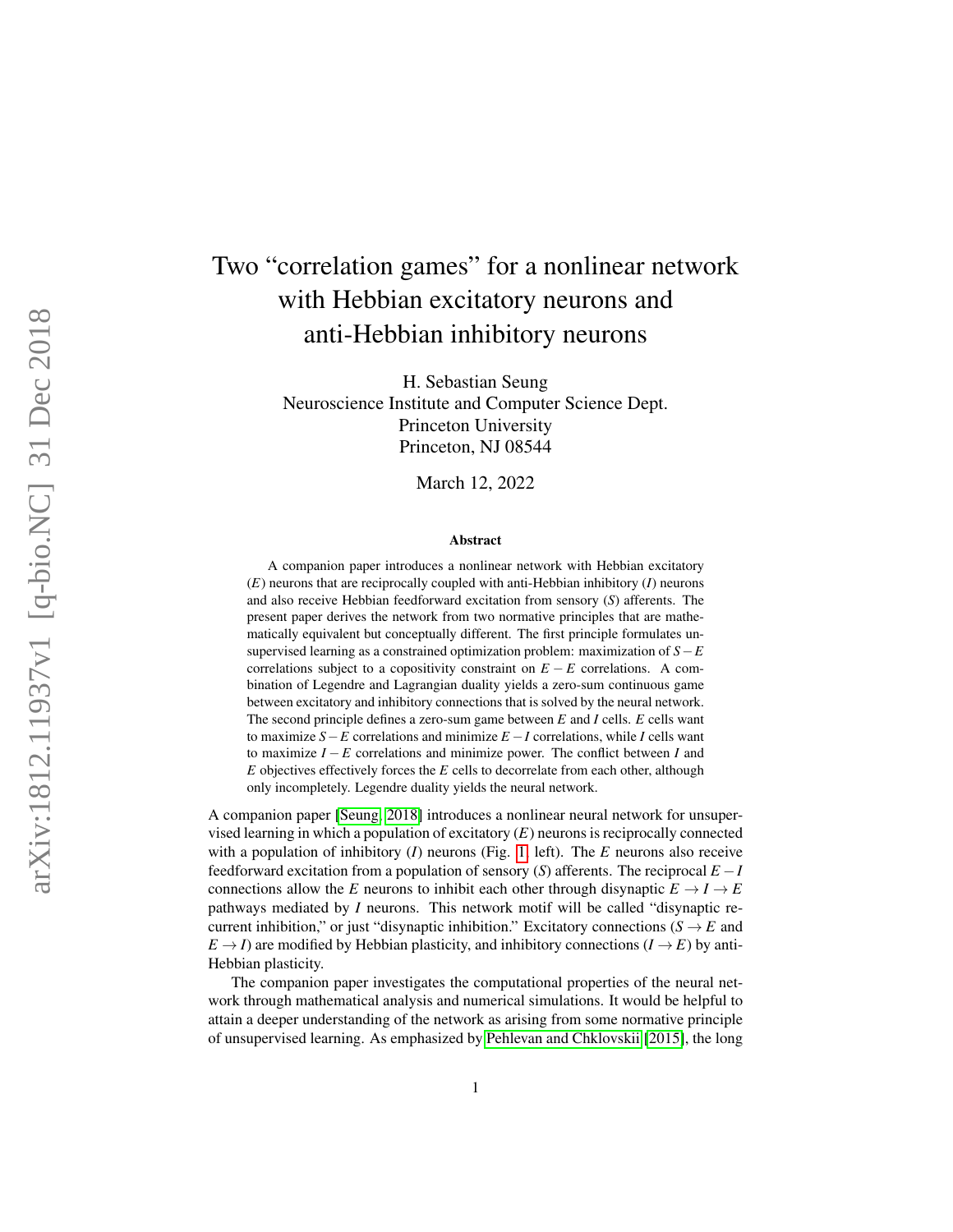# Two "correlation games" for a nonlinear network with Hebbian excitatory neurons and anti-Hebbian inhibitory neurons

H. Sebastian Seung
Neuroscience Institute and Computer Science Dept.
Princeton University
Princeton, NJ 08544

March 12, 2022

## Abstract

A companion paper introduces a nonlinear network with Hebbian excitatory ($E$) neurons that are reciprocally coupled with anti-Hebbian inhibitory ($I$) neurons and also receive Hebbian feedforward excitation from sensory ($S$) afferents. The present paper derives the network from two normative principles that are mathematically equivalent but conceptually different. The first principle formulates unsupervised learning as a constrained optimization problem: maximization of $S-E$ correlations subject to a copositivity constraint on $E-E$ correlations. A combination of Legendre and Lagrangian duality yields a zero-sum continuous game between excitatory and inhibitory connections that is solved by the neural network. The second principle defines a zero-sum game between $E$ and $I$ cells. $E$ cells want to maximize $S-E$ correlations and minimize $E-I$ correlations, while $I$ cells want to maximize $I-E$ correlations and minimize power. The conflict between $I$ and $E$ objectives effectively forces the $E$ cells to decorrelate from each other, although only incompletely. Legendre duality yields the neural network.

A companion paper [Seung, 2018] introduces a nonlinear neural network for unsupervised learning in which a population of excitatory ($E$) neurons is reciprocally connected with a population of inhibitory ($I$) neurons (Fig. 1, left). The $E$ neurons also receive feedforward excitation from a population of sensory ($S$) afferents. The reciprocal $E-I$ connections allow the $E$ neurons to inhibit each other through disynaptic $E \to I \to E$ pathways mediated by $I$ neurons. This network motif will be called "disynaptic recurrent inhibition," or just "disynaptic inhibition." Excitatory connections ($S \to E$ and $E \to I$) are modified by Hebbian plasticity, and inhibitory connections ($I \to E$) by anti-Hebbian plasticity.

The companion paper investigates the computational properties of the neural network through mathematical analysis and numerical simulations. It would be helpful to attain a deeper understanding of the network as arising from some normative principle of unsupervised learning. As emphasized by Pehlevan and Chklovskii [2015], the long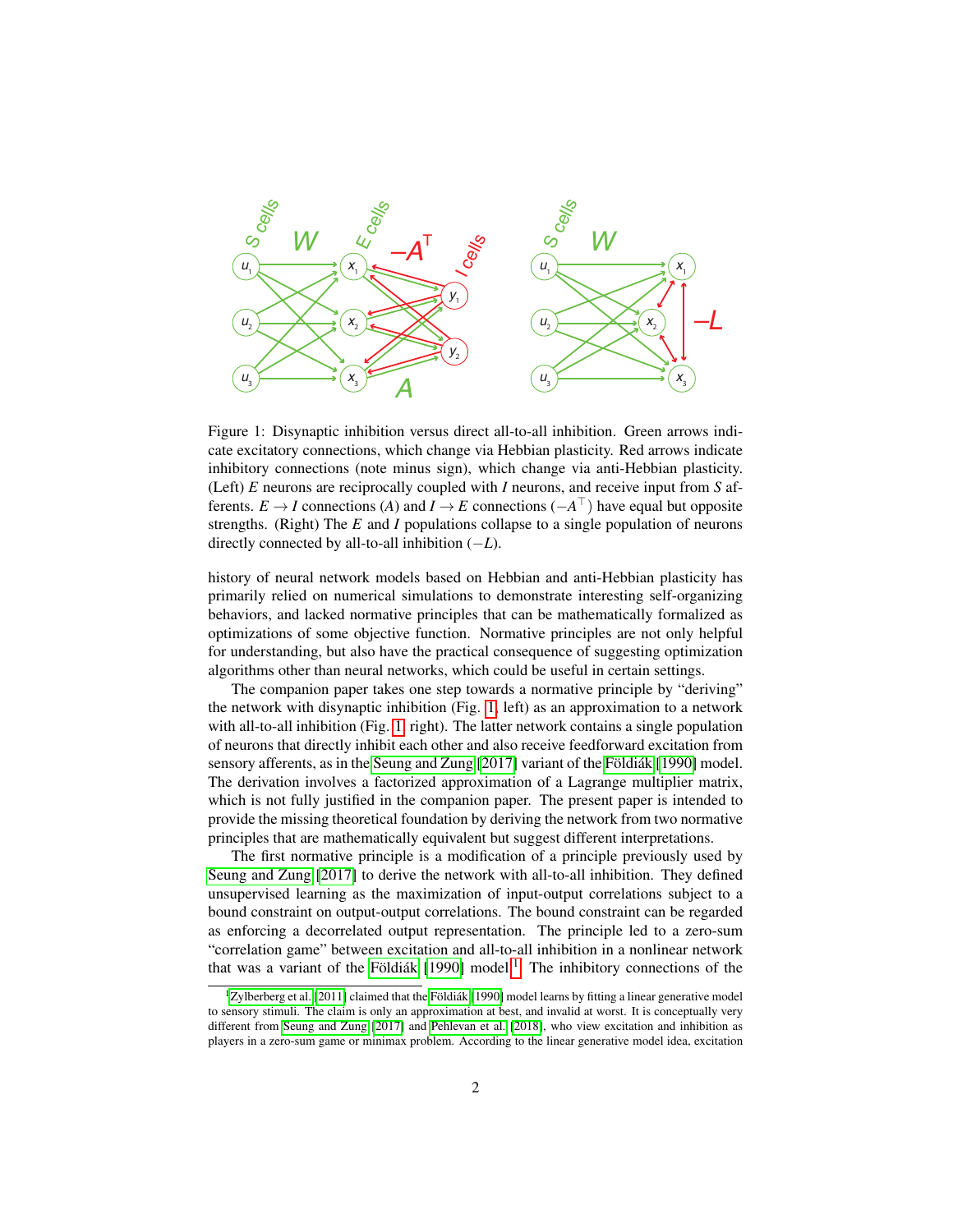Figure 1: Disynaptic inhibition versus direct all-to-all inhibition. Green arrows indicate excitatory connections, which change via Hebbian plasticity. Red arrows indicate inhibitory connections (note minus sign), which change via anti-Hebbian plasticity. (Left) $E$ neurons are reciprocally coupled with $I$ neurons, and receive input from $S$ afferents. $E \to I$ connections ($A$) and $I \to E$ connections ($-A^\top$) have equal but opposite strengths. (Right) The $E$ and $I$ populations collapse to a single population of neurons directly connected by all-to-all inhibition ($-L$).

history of neural network models based on Hebbian and anti-Hebbian plasticity has primarily relied on numerical simulations to demonstrate interesting self-organizing behaviors, and lacked normative principles that can be mathematically formalized as optimizations of some objective function. Normative principles are not only helpful for understanding, but also have the practical consequence of suggesting optimization algorithms other than neural networks, which could be useful in certain settings.

The companion paper takes one step towards a normative principle by "deriving" the network with disynaptic inhibition (Fig. 1, left) as an approximation to a network with all-to-all inhibition (Fig. 1, right). The latter network contains a single population of neurons that directly inhibit each other and also receive feedforward excitation from sensory afferents, as in the Seung and Zung [2017] variant of the Földiák [1990] model. The derivation involves a factorized approximation of a Lagrange multiplier matrix, which is not fully justified in the companion paper. The present paper is intended to provide the missing theoretical foundation by deriving the network from two normative principles that are mathematically equivalent but suggest different interpretations.

The first normative principle is a modification of a principle previously used by Seung and Zung [2017] to derive the network with all-to-all inhibition. They defined unsupervised learning as the maximization of input-output correlations subject to a bound constraint on output-output correlations. The bound constraint can be regarded as enforcing a decorrelated output representation. The principle led to a zero-sum "correlation game" between excitation and all-to-all inhibition in a nonlinear network that was a variant of the Földiák [1990] model.[1] The inhibitory connections of the

[1] Zylberberg et al. [2011] claimed that the Földiák [1990] model learns by fitting a linear generative model to sensory stimuli. The claim is only an approximation at best, and invalid at worst. It is conceptually very different from Seung and Zung [2017] and Pehlevan et al. [2018], who view excitation and inhibition as players in a zero-sum game or minimax problem. According to the linear generative model idea, excitation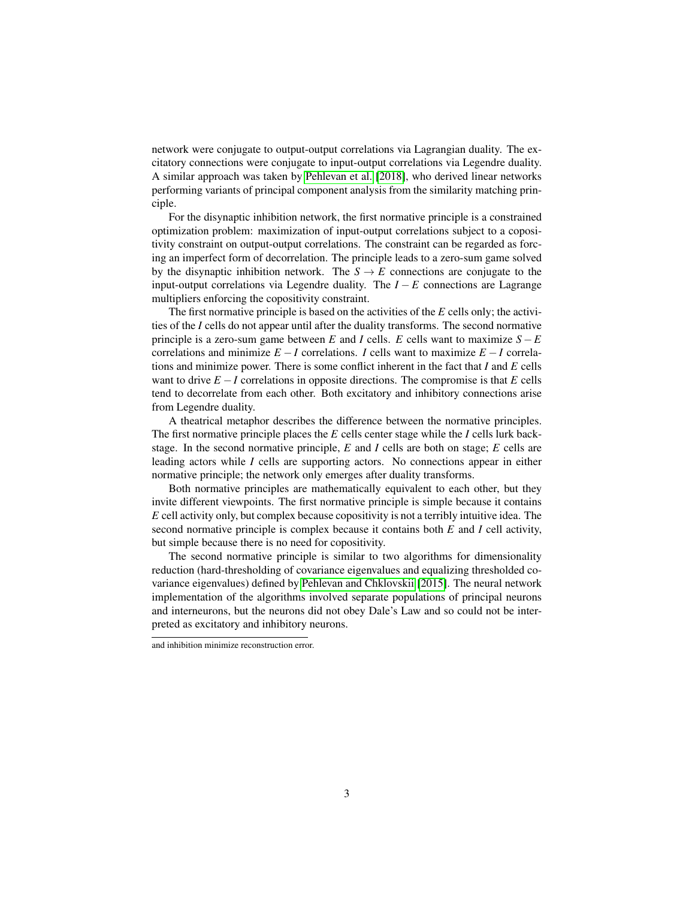network were conjugate to output-output correlations via Lagrangian duality. The excitatory connections were conjugate to input-output correlations via Legendre duality. A similar approach was taken by Pehlevan et al. [2018], who derived linear networks performing variants of principal component analysis from the similarity matching principle.

For the disynaptic inhibition network, the first normative principle is a constrained optimization problem: maximization of input-output correlations subject to a copositivity constraint on output-output correlations. The constraint can be regarded as forcing an imperfect form of decorrelation. The principle leads to a zero-sum game solved by the disynaptic inhibition network. The $S \to E$ connections are conjugate to the input-output correlations via Legendre duality. The $I-E$ connections are Lagrange multipliers enforcing the copositivity constraint.

The first normative principle is based on the activities of the $E$ cells only; the activities of the $I$ cells do not appear until after the duality transforms. The second normative principle is a zero-sum game between $E$ and $I$ cells. $E$ cells want to maximize $S-E$ correlations and minimize $E-I$ correlations. $I$ cells want to maximize $E-I$ correlations and minimize power. There is some conflict inherent in the fact that $I$ and $E$ cells want to drive $E-I$ correlations in opposite directions. The compromise is that $E$ cells tend to decorrelate from each other. Both excitatory and inhibitory connections arise from Legendre duality.

A theatrical metaphor describes the difference between the normative principles. The first normative principle places the $E$ cells center stage while the $I$ cells lurk backstage. In the second normative principle, $E$ and $I$ cells are both on stage; $E$ cells are leading actors while $I$ cells are supporting actors. No connections appear in either normative principle; the network only emerges after duality transforms.

Both normative principles are mathematically equivalent to each other, but they invite different viewpoints. The first normative principle is simple because it contains $E$ cell activity only, but complex because copositivity is not a terribly intuitive idea. The second normative principle is complex because it contains both $E$ and $I$ cell activity, but simple because there is no need for copositivity.

The second normative principle is similar to two algorithms for dimensionality reduction (hard-thresholding of covariance eigenvalues and equalizing thresholded covariance eigenvalues) defined by Pehlevan and Chklovskii [2015]. The neural network implementation of the algorithms involved separate populations of principal neurons and interneurons, but the neurons did not obey Dale's Law and so could not be interpreted as excitatory and inhibitory neurons.

---

and inhibition minimize reconstruction error.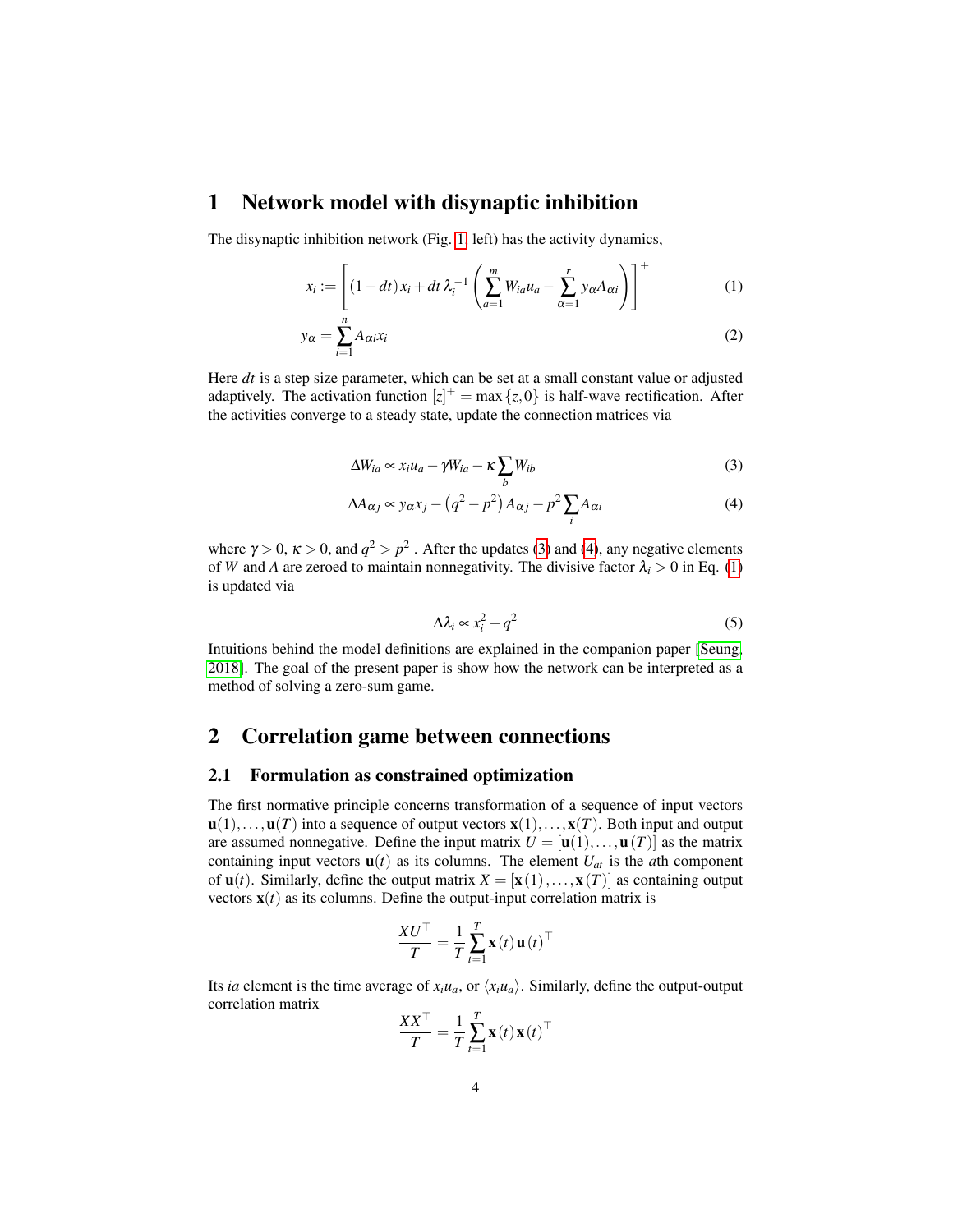# 1 Network model with disynaptic inhibition

The disynaptic inhibition network (Fig. 1, left) has the activity dynamics,

$$x_i := \left[ (1-dt)\, x_i + dt\, \lambda_i^{-1} \left( \sum_{a=1}^{m} W_{ia} u_a - \sum_{\alpha=1}^{r} y_\alpha A_{\alpha i} \right) \right]^+ \tag{1}$$

$$y_\alpha = \sum_{i=1}^{n} A_{\alpha i} x_i \tag{2}$$

Here $dt$ is a step size parameter, which can be set at a small constant value or adjusted adaptively. The activation function $[z]^+ = \max\{z, 0\}$ is half-wave rectification. After the activities converge to a steady state, update the connection matrices via

$$\Delta W_{ia} \propto x_i u_a - \gamma W_{ia} - \kappa \sum_b W_{ib} \tag{3}$$

$$\Delta A_{\alpha j} \propto y_\alpha x_j - \left(q^2 - p^2\right) A_{\alpha j} - p^2 \sum_i A_{\alpha i} \tag{4}$$

where $\gamma > 0$, $\kappa > 0$, and $q^2 > p^2$ . After the updates (3) and (4), any negative elements of $W$ and $A$ are zeroed to maintain nonnegativity. The divisive factor $\lambda_i > 0$ in Eq. (1) is updated via

$$\Delta \lambda_i \propto x_i^2 - q^2 \tag{5}$$

Intuitions behind the model definitions are explained in the companion paper [Seung, 2018]. The goal of the present paper is show how the network can be interpreted as a method of solving a zero-sum game.

# 2 Correlation game between connections

## 2.1 Formulation as constrained optimization

The first normative principle concerns transformation of a sequence of input vectors $\mathbf{u}(1), \ldots, \mathbf{u}(T)$ into a sequence of output vectors $\mathbf{x}(1), \ldots, \mathbf{x}(T)$. Both input and output are assumed nonnegative. Define the input matrix $U = [\mathbf{u}(1), \ldots, \mathbf{u}(T)]$ as the matrix containing input vectors $\mathbf{u}(t)$ as its columns. The element $U_{at}$ is the $a$th component of $\mathbf{u}(t)$. Similarly, define the output matrix $X = [\mathbf{x}(1), \ldots, \mathbf{x}(T)]$ as containing output vectors $\mathbf{x}(t)$ as its columns. Define the output-input correlation matrix is

$$\frac{XU^\top}{T} = \frac{1}{T} \sum_{t=1}^{T} \mathbf{x}(t)\, \mathbf{u}(t)^\top$$

Its $ia$ element is the time average of $x_i u_a$, or $\langle x_i u_a \rangle$. Similarly, define the output-output correlation matrix

$$\frac{XX^\top}{T} = \frac{1}{T} \sum_{t=1}^{T} \mathbf{x}(t)\, \mathbf{x}(t)^\top$$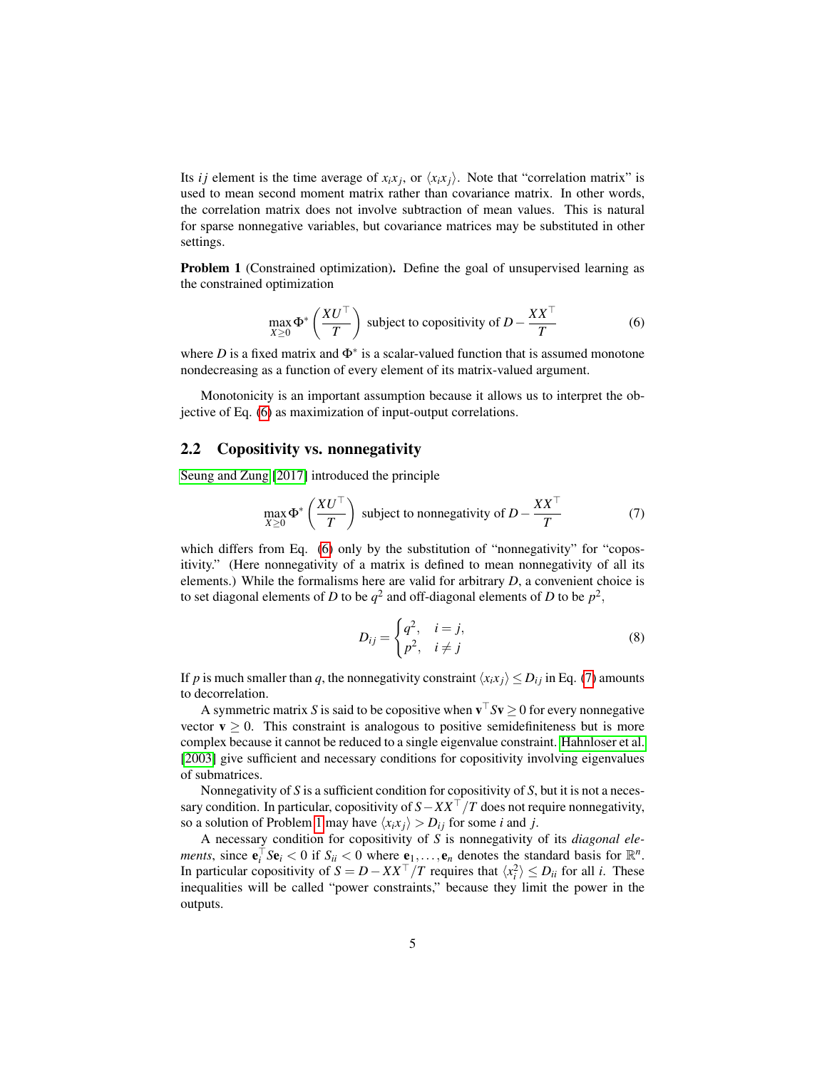Its $ij$ element is the time average of $x_i x_j$, or $\langle x_i x_j \rangle$. Note that "correlation matrix" is used to mean second moment matrix rather than covariance matrix. In other words, the correlation matrix does not involve subtraction of mean values. This is natural for sparse nonnegative variables, but covariance matrices may be substituted in other settings.

**Problem 1** (Constrained optimization)**.** Define the goal of unsupervised learning as the constrained optimization

$$\max_{X \geq 0} \Phi^* \left( \frac{XU^\top}{T} \right) \text{ subject to copositivity of } D - \frac{XX^\top}{T} \tag{6}$$

where $D$ is a fixed matrix and $\Phi^*$ is a scalar-valued function that is assumed monotone nondecreasing as a function of every element of its matrix-valued argument.

Monotonicity is an important assumption because it allows us to interpret the objective of Eq. (6) as maximization of input-output correlations.

## 2.2 Copositivity vs. nonnegativity

Seung and Zung [2017] introduced the principle

$$\max_{X \geq 0} \Phi^* \left( \frac{XU^\top}{T} \right) \text{ subject to nonnegativity of } D - \frac{XX^\top}{T} \tag{7}$$

which differs from Eq. (6) only by the substitution of "nonnegativity" for "copositivity." (Here nonnegativity of a matrix is defined to mean nonnegativity of all its elements.) While the formalisms here are valid for arbitrary $D$, a convenient choice is to set diagonal elements of $D$ to be $q^2$ and off-diagonal elements of $D$ to be $p^2$,

$$D_{ij} = \begin{cases} q^2, & i = j, \\ p^2, & i \neq j \end{cases} \tag{8}$$

If $p$ is much smaller than $q$, the nonnegativity constraint $\langle x_i x_j \rangle \leq D_{ij}$ in Eq. (7) amounts to decorrelation.

A symmetric matrix $S$ is said to be copositive when $\mathbf{v}^\top S \mathbf{v} \geq 0$ for every nonnegative vector $\mathbf{v} \geq 0$. This constraint is analogous to positive semidefiniteness but is more complex because it cannot be reduced to a single eigenvalue constraint. Hahnloser et al. [2003] give sufficient and necessary conditions for copositivity involving eigenvalues of submatrices.

Nonnegativity of $S$ is a sufficient condition for copositivity of $S$, but it is not a necessary condition. In particular, copositivity of $S - XX^\top/T$ does not require nonnegativity, so a solution of Problem 1 may have $\langle x_i x_j \rangle > D_{ij}$ for some $i$ and $j$.

A necessary condition for copositivity of $S$ is nonnegativity of its *diagonal elements*, since $\mathbf{e}_i^\top S \mathbf{e}_i < 0$ if $S_{ii} < 0$ where $\mathbf{e}_1, \ldots, \mathbf{e}_n$ denotes the standard basis for $\mathbb{R}^n$. In particular copositivity of $S = D - XX^\top/T$ requires that $\langle x_i^2 \rangle \leq D_{ii}$ for all $i$. These inequalities will be called "power constraints," because they limit the power in the outputs.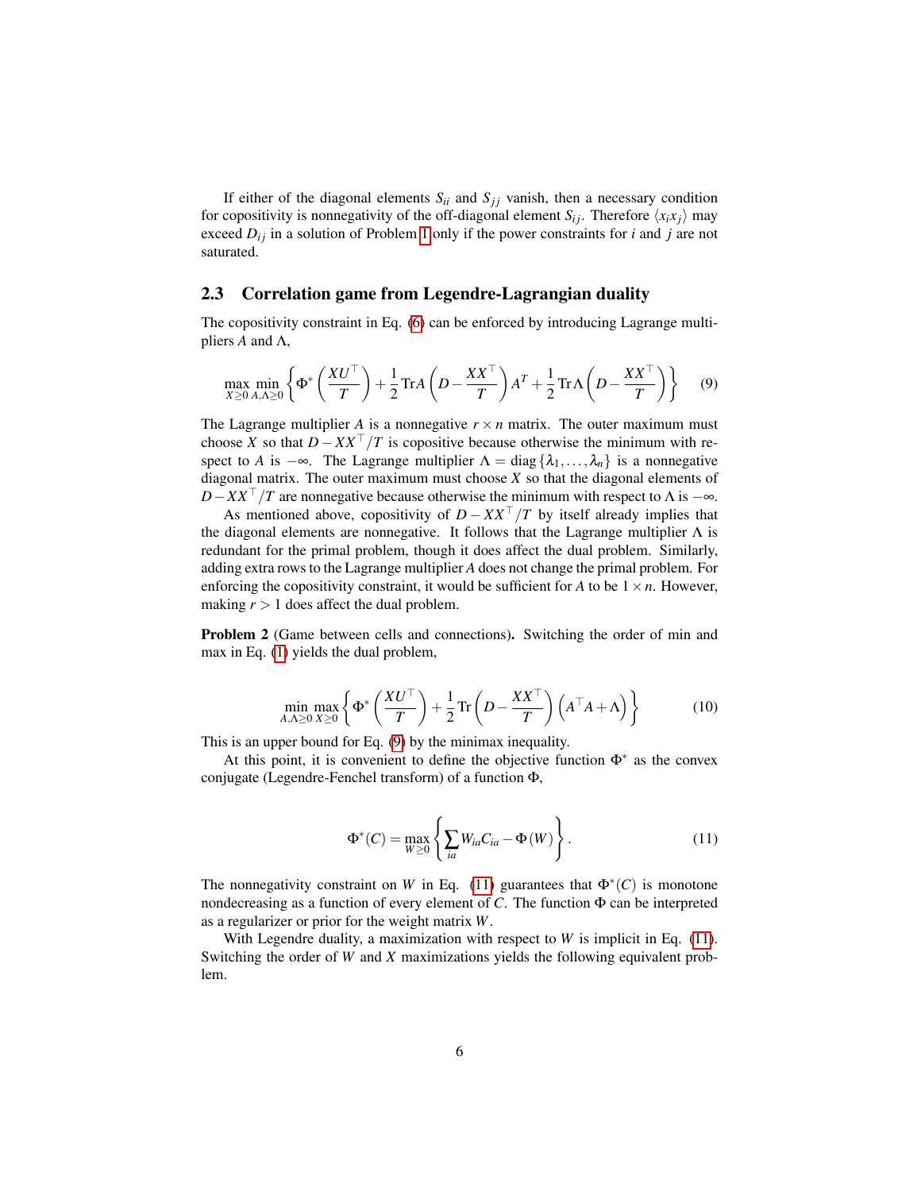If either of the diagonal elements $S_{ii}$ and $S_{jj}$ vanish, then a necessary condition for copositivity is nonnegativity of the off-diagonal element $S_{ij}$. Therefore $\langle x_i x_j \rangle$ may exceed $D_{ij}$ in a solution of Problem 1 only if the power constraints for $i$ and $j$ are not saturated.

## 2.3 Correlation game from Legendre-Lagrangian duality

The copositivity constraint in Eq. (6) can be enforced by introducing Lagrange multipliers $A$ and $\Lambda$,

$$\max_{X \geq 0} \min_{A, \Lambda \geq 0} \left\{ \Phi^* \left( \frac{XU^\top}{T} \right) + \frac{1}{2} \operatorname{Tr} A \left( D - \frac{XX^\top}{T} \right) A^T + \frac{1}{2} \operatorname{Tr} \Lambda \left( D - \frac{XX^\top}{T} \right) \right\} \tag{9}$$

The Lagrange multiplier $A$ is a nonnegative $r \times n$ matrix. The outer maximum must choose $X$ so that $D - XX^\top/T$ is copositive because otherwise the minimum with respect to $A$ is $-\infty$. The Lagrange multiplier $\Lambda = \operatorname{diag}\{\lambda_1, \ldots, \lambda_n\}$ is a nonnegative diagonal matrix. The outer maximum must choose $X$ so that the diagonal elements of $D - XX^\top/T$ are nonnegative because otherwise the minimum with respect to $\Lambda$ is $-\infty$.

As mentioned above, copositivity of $D - XX^\top/T$ by itself already implies that the diagonal elements are nonnegative. It follows that the Lagrange multiplier $\Lambda$ is redundant for the primal problem, though it does affect the dual problem. Similarly, adding extra rows to the Lagrange multiplier $A$ does not change the primal problem. For enforcing the copositivity constraint, it would be sufficient for $A$ to be $1 \times n$. However, making $r > 1$ does affect the dual problem.

**Problem 2** (Game between cells and connections)**.** Switching the order of min and max in Eq. (1) yields the dual problem,

$$\min_{A, \Lambda \geq 0} \max_{X \geq 0} \left\{ \Phi^* \left( \frac{XU^\top}{T} \right) + \frac{1}{2} \operatorname{Tr} \left( D - \frac{XX^\top}{T} \right) \left( A^\top A + \Lambda \right) \right\} \tag{10}$$

This is an upper bound for Eq. (9) by the minimax inequality.

At this point, it is convenient to define the objective function $\Phi^*$ as the convex conjugate (Legendre-Fenchel transform) of a function $\Phi$,

$$\Phi^*(C) = \max_{W \geq 0} \left\{ \sum_{ia} W_{ia} C_{ia} - \Phi(W) \right\}. \tag{11}$$

The nonnegativity constraint on $W$ in Eq. (11) guarantees that $\Phi^*(C)$ is monotone nondecreasing as a function of every element of $C$. The function $\Phi$ can be interpreted as a regularizer or prior for the weight matrix $W$.

With Legendre duality, a maximization with respect to $W$ is implicit in Eq. (11). Switching the order of $W$ and $X$ maximizations yields the following equivalent problem.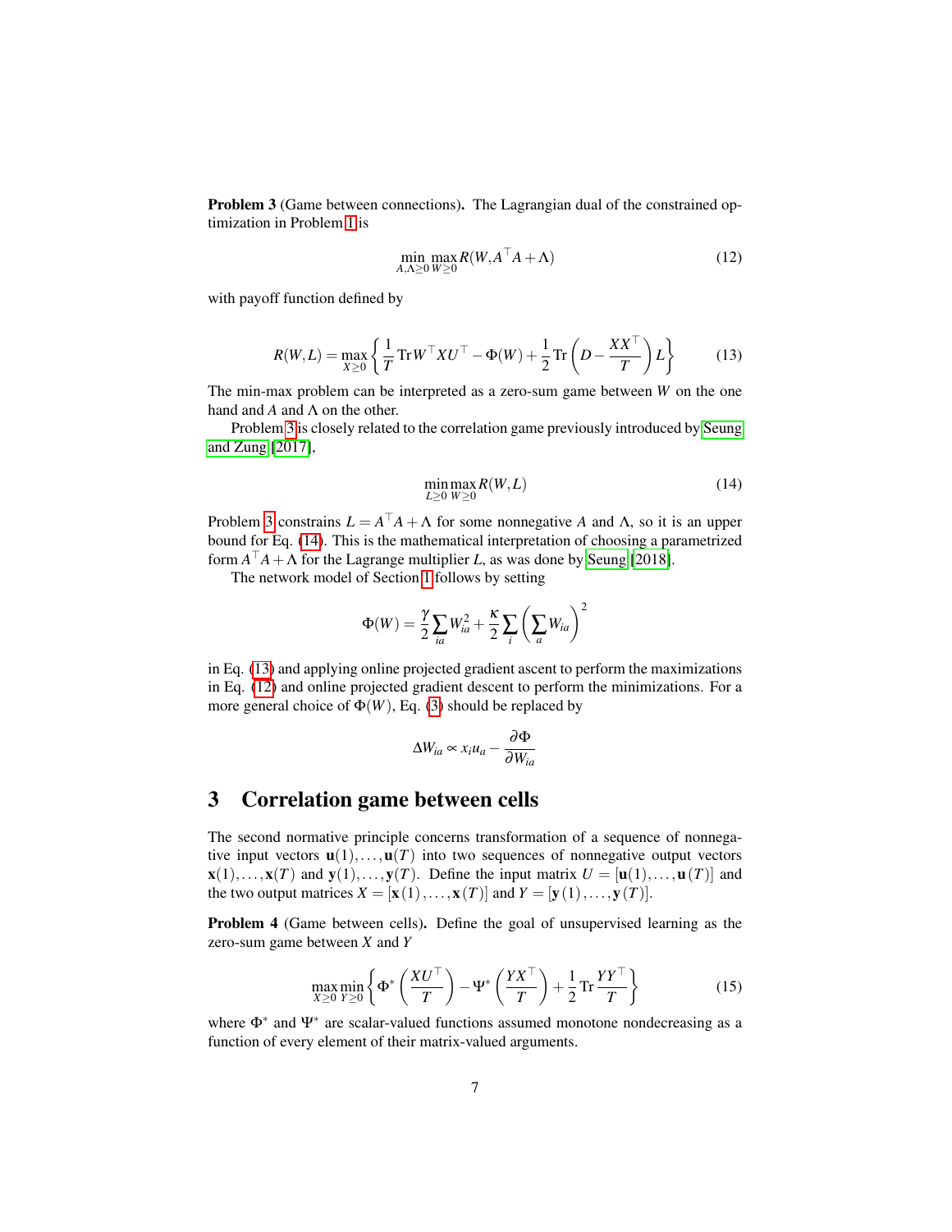**Problem 3** (Game between connections)**.** The Lagrangian dual of the constrained optimization in Problem 1 is

$$\min_{A,\Lambda\geq 0}\max_{W\geq 0} R(W, A^\top A + \Lambda) \tag{12}$$

with payoff function defined by

$$R(W,L) = \max_{X\geq 0}\left\{\frac{1}{T}\operatorname{Tr} W^\top X U^\top - \Phi(W) + \frac{1}{2}\operatorname{Tr}\left(D - \frac{XX^\top}{T}\right)L\right\} \tag{13}$$

The min-max problem can be interpreted as a zero-sum game between $W$ on the one hand and $A$ and $\Lambda$ on the other.

Problem 3 is closely related to the correlation game previously introduced by Seung and Zung [2017],

$$\min_{L\geq 0}\max_{W\geq 0} R(W,L) \tag{14}$$

Problem 3 constrains $L = A^\top A + \Lambda$ for some nonnegative $A$ and $\Lambda$, so it is an upper bound for Eq. (14). This is the mathematical interpretation of choosing a parametrized form $A^\top A + \Lambda$ for the Lagrange multiplier $L$, as was done by Seung [2018].

The network model of Section 1 follows by setting

$$\Phi(W) = \frac{\gamma}{2}\sum_{ia} W_{ia}^2 + \frac{\kappa}{2}\sum_i\left(\sum_a W_{ia}\right)^2$$

in Eq. (13) and applying online projected gradient ascent to perform the maximizations in Eq. (12) and online projected gradient descent to perform the minimizations. For a more general choice of $\Phi(W)$, Eq. (3) should be replaced by

$$\Delta W_{ia} \propto x_i u_a - \frac{\partial \Phi}{\partial W_{ia}}$$

## 3 Correlation game between cells

The second normative principle concerns transformation of a sequence of nonnegative input vectors $\mathbf{u}(1),\ldots,\mathbf{u}(T)$ into two sequences of nonnegative output vectors $\mathbf{x}(1),\ldots,\mathbf{x}(T)$ and $\mathbf{y}(1),\ldots,\mathbf{y}(T)$. Define the input matrix $U = [\mathbf{u}(1),\ldots,\mathbf{u}(T)]$ and the two output matrices $X = [\mathbf{x}(1),\ldots,\mathbf{x}(T)]$ and $Y = [\mathbf{y}(1),\ldots,\mathbf{y}(T)]$.

**Problem 4** (Game between cells)**.** Define the goal of unsupervised learning as the zero-sum game between $X$ and $Y$

$$\max_{X\geq 0}\min_{Y\geq 0}\left\{\Phi^*\left(\frac{XU^\top}{T}\right) - \Psi^*\left(\frac{YX^\top}{T}\right) + \frac{1}{2}\operatorname{Tr}\frac{YY^\top}{T}\right\} \tag{15}$$

where $\Phi^*$ and $\Psi^*$ are scalar-valued functions assumed monotone nondecreasing as a function of every element of their matrix-valued arguments.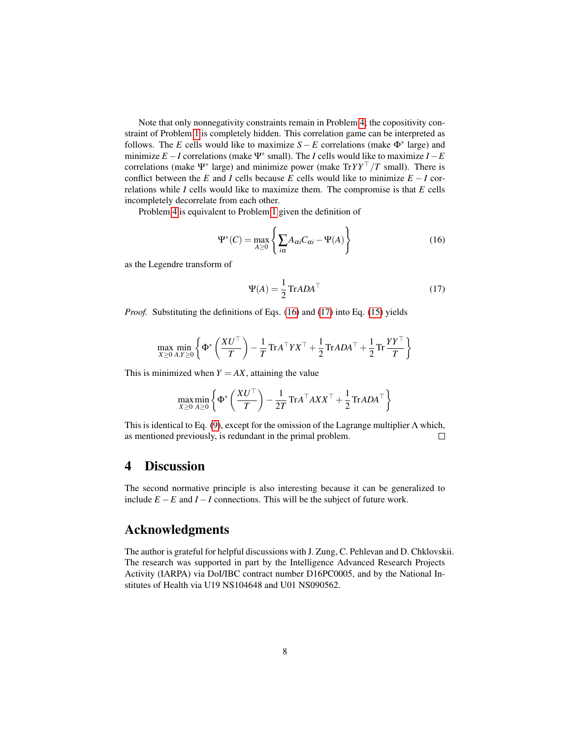Note that only nonnegativity constraints remain in Problem 4; the copositivity constraint of Problem 1 is completely hidden. This correlation game can be interpreted as follows. The $E$ cells would like to maximize $S-E$ correlations (make $\Phi^*$ large) and minimize $E-I$ correlations (make $\Psi^*$ small). The $I$ cells would like to maximize $I-E$ correlations (make $\Psi^*$ large) and minimize power (make $\mathrm{Tr}YY^\top/T$ small). There is conflict between the $E$ and $I$ cells because $E$ cells would like to minimize $E-I$ correlations while $I$ cells would like to maximize them. The compromise is that $E$ cells incompletely decorrelate from each other.

Problem 4 is equivalent to Problem 1 given the definition of

$$\Psi^*(C) = \max_{A\geq 0}\left\{\sum_{i\alpha} A_{\alpha i}C_{\alpha i} - \Psi(A)\right\} \tag{16}$$

as the Legendre transform of

$$\Psi(A) = \frac{1}{2}\mathrm{Tr}ADA^\top \tag{17}$$

*Proof.* Substituting the definitions of Eqs. (16) and (17) into Eq. (15) yields

$$\max_{X\geq 0}\min_{A,Y\geq 0}\left\{\Phi^*\left(\frac{XU^\top}{T}\right) - \frac{1}{T}\mathrm{Tr}A^\top YX^\top + \frac{1}{2}\mathrm{Tr}ADA^\top + \frac{1}{2}\mathrm{Tr}\frac{YY^\top}{T}\right\}$$

This is minimized when $Y = AX$, attaining the value

$$\max_{X\geq 0}\min_{A\geq 0}\left\{\Phi^*\left(\frac{XU^\top}{T}\right) - \frac{1}{2T}\mathrm{Tr}A^\top AXX^\top + \frac{1}{2}\mathrm{Tr}ADA^\top\right\}$$

This is identical to Eq. (9), except for the omission of the Lagrange multiplier $\Lambda$ which, as mentioned previously, is redundant in the primal problem. □

## 4 Discussion

The second normative principle is also interesting because it can be generalized to include $E-E$ and $I-I$ connections. This will be the subject of future work.

## Acknowledgments

The author is grateful for helpful discussions with J. Zung, C. Pehlevan and D. Chklovskii. The research was supported in part by the Intelligence Advanced Research Projects Activity (IARPA) via DoI/IBC contract number D16PC0005, and by the National Institutes of Health via U19 NS104648 and U01 NS090562.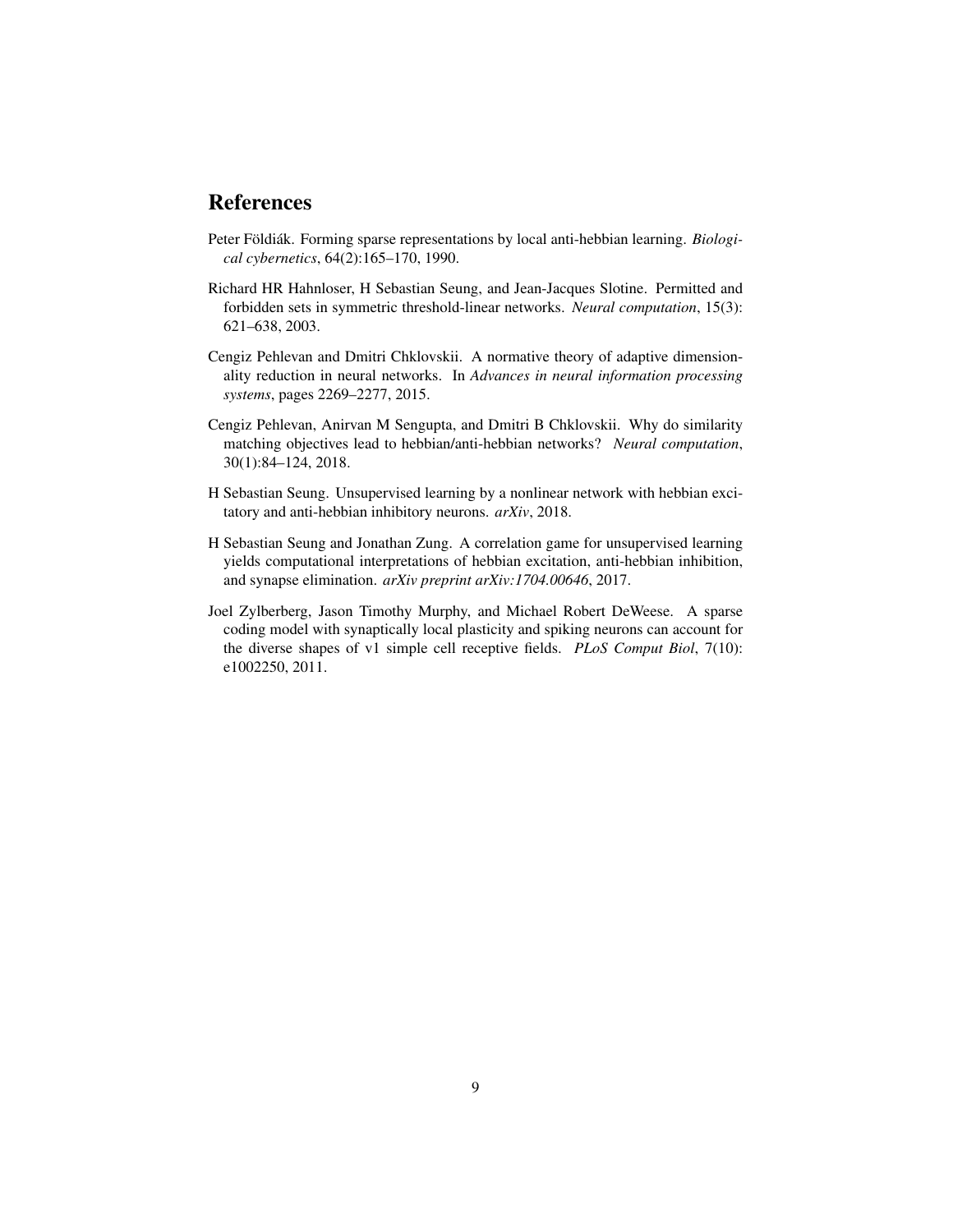## References

Peter Földiák. Forming sparse representations by local anti-hebbian learning. *Biological cybernetics*, 64(2):165–170, 1990.

Richard HR Hahnloser, H Sebastian Seung, and Jean-Jacques Slotine. Permitted and forbidden sets in symmetric threshold-linear networks. *Neural computation*, 15(3): 621–638, 2003.

Cengiz Pehlevan and Dmitri Chklovskii. A normative theory of adaptive dimensionality reduction in neural networks. In *Advances in neural information processing systems*, pages 2269–2277, 2015.

Cengiz Pehlevan, Anirvan M Sengupta, and Dmitri B Chklovskii. Why do similarity matching objectives lead to hebbian/anti-hebbian networks? *Neural computation*, 30(1):84–124, 2018.

H Sebastian Seung. Unsupervised learning by a nonlinear network with hebbian excitatory and anti-hebbian inhibitory neurons. *arXiv*, 2018.

H Sebastian Seung and Jonathan Zung. A correlation game for unsupervised learning yields computational interpretations of hebbian excitation, anti-hebbian inhibition, and synapse elimination. *arXiv preprint arXiv:1704.00646*, 2017.

Joel Zylberberg, Jason Timothy Murphy, and Michael Robert DeWeese. A sparse coding model with synaptically local plasticity and spiking neurons can account for the diverse shapes of v1 simple cell receptive fields. *PLoS Comput Biol*, 7(10): e1002250, 2011.